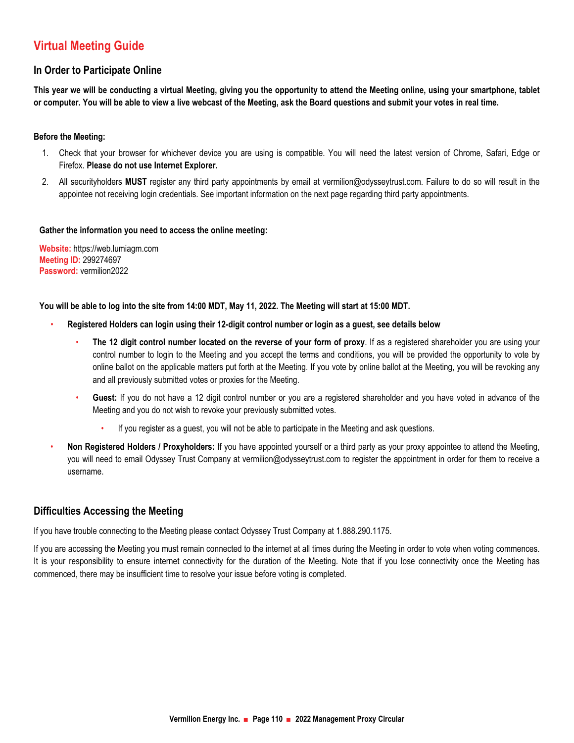# Virtual Meeting Guide

## In Order to Participate Online

**This year we will be conducting a virtual Meeting, giving you the opportunity to attend the Meeting online, using your smartphone, tablet or computer. You will be able to view a live webcast of the Meeting, ask the Board questions and submit your votes in real time.**

**Before the Meeting:**

1. Check that your browser for whichever device you are using is compatible. You will need the latest version of Chrome, Safari, Edge or Firefox. **Please do not use Internet Explorer.**
2. All securityholders **MUST** register any third party appointments by email at vermilion@odysseytrust.com. Failure to do so will result in the appointee not receiving login credentials. See important information on the next page regarding third party appointments.

**Gather the information you need to access the online meeting:**

**Website:** https://web.lumiagm.com
**Meeting ID:** 299274697
**Password:** vermilion2022

**You will be able to log into the site from 14:00 MDT, May 11, 2022. The Meeting will start at 15:00 MDT.**

- **Registered Holders can login using their 12-digit control number or login as a guest, see details below**
  - **The 12 digit control number located on the reverse of your form of proxy**. If as a registered shareholder you are using your control number to login to the Meeting and you accept the terms and conditions, you will be provided the opportunity to vote by online ballot on the applicable matters put forth at the Meeting. If you vote by online ballot at the Meeting, you will be revoking any and all previously submitted votes or proxies for the Meeting.
  - **Guest:** If you do not have a 12 digit control number or you are a registered shareholder and you have voted in advance of the Meeting and you do not wish to revoke your previously submitted votes.
    - If you register as a guest, you will not be able to participate in the Meeting and ask questions.
- **Non Registered Holders / Proxyholders:** If you have appointed yourself or a third party as your proxy appointee to attend the Meeting, you will need to email Odyssey Trust Company at vermilion@odysseytrust.com to register the appointment in order for them to receive a username.

## Difficulties Accessing the Meeting

If you have trouble connecting to the Meeting please contact Odyssey Trust Company at 1.888.290.1175.

If you are accessing the Meeting you must remain connected to the internet at all times during the Meeting in order to vote when voting commences. It is your responsibility to ensure internet connectivity for the duration of the Meeting. Note that if you lose connectivity once the Meeting has commenced, there may be insufficient time to resolve your issue before voting is completed.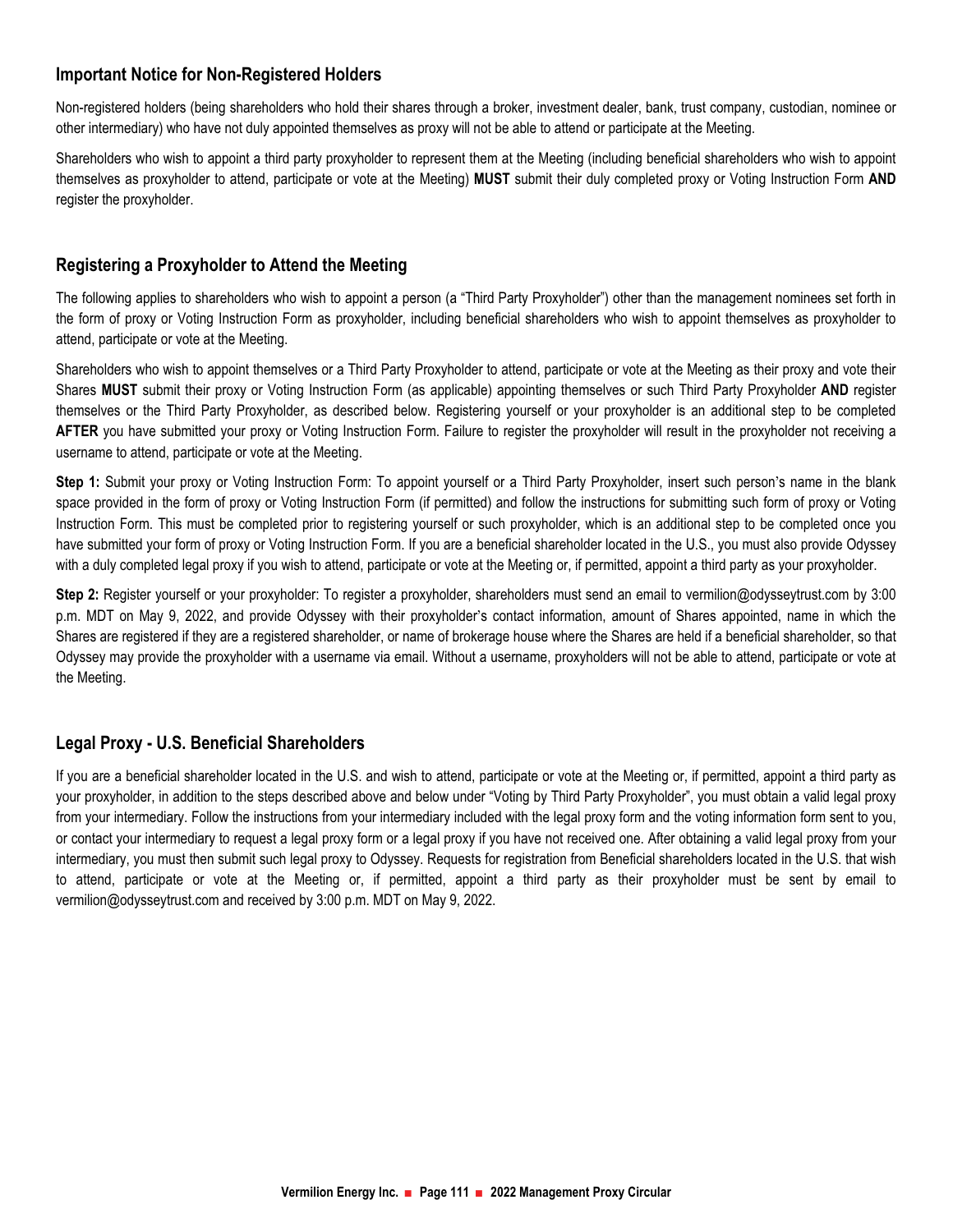## Important Notice for Non-Registered Holders

Non-registered holders (being shareholders who hold their shares through a broker, investment dealer, bank, trust company, custodian, nominee or other intermediary) who have not duly appointed themselves as proxy will not be able to attend or participate at the Meeting.

Shareholders who wish to appoint a third party proxyholder to represent them at the Meeting (including beneficial shareholders who wish to appoint themselves as proxyholder to attend, participate or vote at the Meeting) **MUST** submit their duly completed proxy or Voting Instruction Form **AND** register the proxyholder.

## Registering a Proxyholder to Attend the Meeting

The following applies to shareholders who wish to appoint a person (a "Third Party Proxyholder") other than the management nominees set forth in the form of proxy or Voting Instruction Form as proxyholder, including beneficial shareholders who wish to appoint themselves as proxyholder to attend, participate or vote at the Meeting.

Shareholders who wish to appoint themselves or a Third Party Proxyholder to attend, participate or vote at the Meeting as their proxy and vote their Shares **MUST** submit their proxy or Voting Instruction Form (as applicable) appointing themselves or such Third Party Proxyholder **AND** register themselves or the Third Party Proxyholder, as described below. Registering yourself or your proxyholder is an additional step to be completed **AFTER** you have submitted your proxy or Voting Instruction Form. Failure to register the proxyholder will result in the proxyholder not receiving a username to attend, participate or vote at the Meeting.

**Step 1:** Submit your proxy or Voting Instruction Form: To appoint yourself or a Third Party Proxyholder, insert such person's name in the blank space provided in the form of proxy or Voting Instruction Form (if permitted) and follow the instructions for submitting such form of proxy or Voting Instruction Form. This must be completed prior to registering yourself or such proxyholder, which is an additional step to be completed once you have submitted your form of proxy or Voting Instruction Form. If you are a beneficial shareholder located in the U.S., you must also provide Odyssey with a duly completed legal proxy if you wish to attend, participate or vote at the Meeting or, if permitted, appoint a third party as your proxyholder.

**Step 2:** Register yourself or your proxyholder: To register a proxyholder, shareholders must send an email to vermilion@odysseytrust.com by 3:00 p.m. MDT on May 9, 2022, and provide Odyssey with their proxyholder's contact information, amount of Shares appointed, name in which the Shares are registered if they are a registered shareholder, or name of brokerage house where the Shares are held if a beneficial shareholder, so that Odyssey may provide the proxyholder with a username via email. Without a username, proxyholders will not be able to attend, participate or vote at the Meeting.

## Legal Proxy - U.S. Beneficial Shareholders

If you are a beneficial shareholder located in the U.S. and wish to attend, participate or vote at the Meeting or, if permitted, appoint a third party as your proxyholder, in addition to the steps described above and below under "Voting by Third Party Proxyholder", you must obtain a valid legal proxy from your intermediary. Follow the instructions from your intermediary included with the legal proxy form and the voting information form sent to you, or contact your intermediary to request a legal proxy form or a legal proxy if you have not received one. After obtaining a valid legal proxy from your intermediary, you must then submit such legal proxy to Odyssey. Requests for registration from Beneficial shareholders located in the U.S. that wish to attend, participate or vote at the Meeting or, if permitted, appoint a third party as their proxyholder must be sent by email to vermilion@odysseytrust.com and received by 3:00 p.m. MDT on May 9, 2022.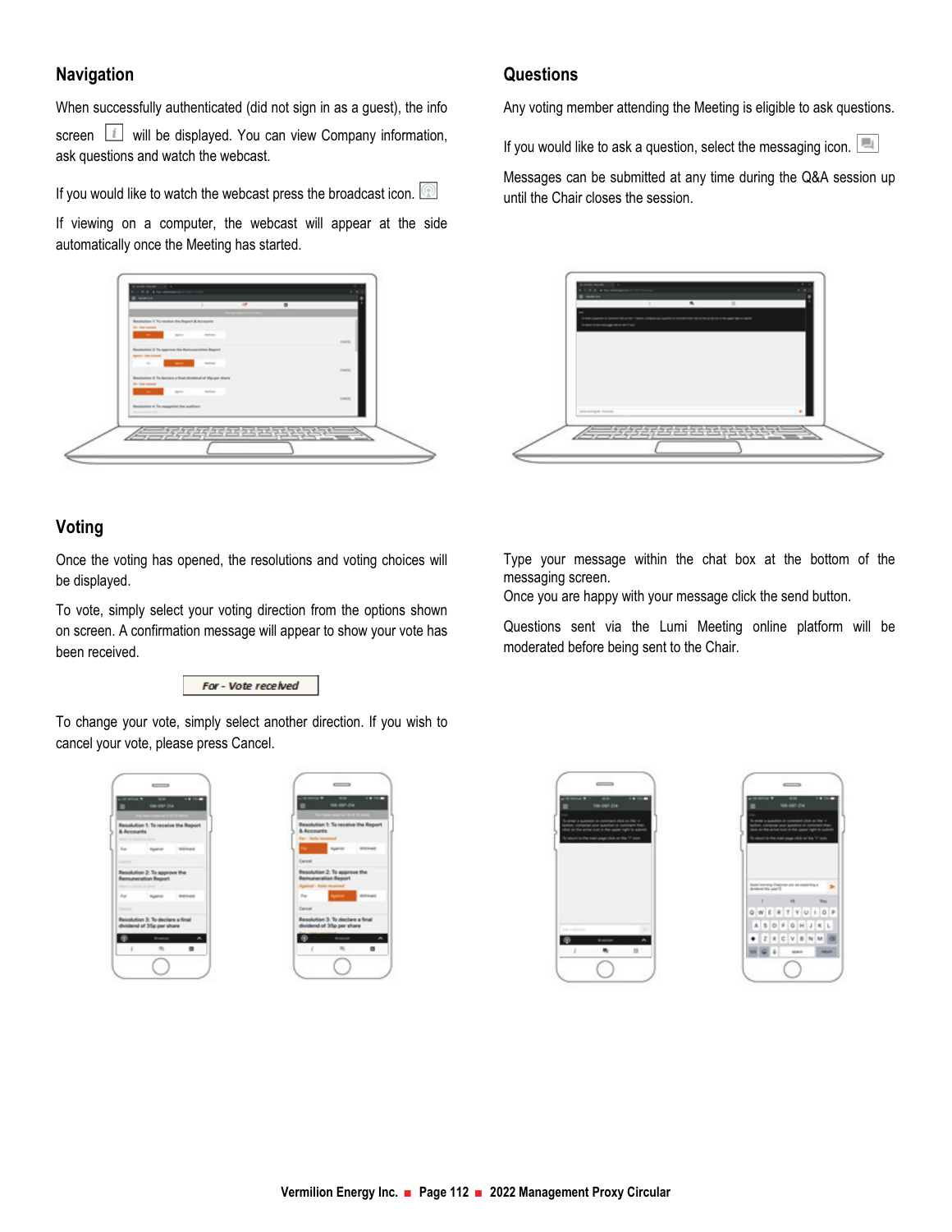## Navigation

When successfully authenticated (did not sign in as a guest), the info screen will be displayed. You can view Company information, ask questions and watch the webcast.

If you would like to watch the webcast press the broadcast icon.

If viewing on a computer, the webcast will appear at the side automatically once the Meeting has started.

## Questions

Any voting member attending the Meeting is eligible to ask questions.

If you would like to ask a question, select the messaging icon.

Messages can be submitted at any time during the Q&A session up until the Chair closes the session.

## Voting

Once the voting has opened, the resolutions and voting choices will be displayed.

To vote, simply select your voting direction from the options shown on screen. A confirmation message will appear to show your vote has been received.

*For - Vote received*

To change your vote, simply select another direction. If you wish to cancel your vote, please press Cancel.

Type your message within the chat box at the bottom of the messaging screen.
Once you are happy with your message click the send button.

Questions sent via the Lumi Meeting online platform will be moderated before being sent to the Chair.